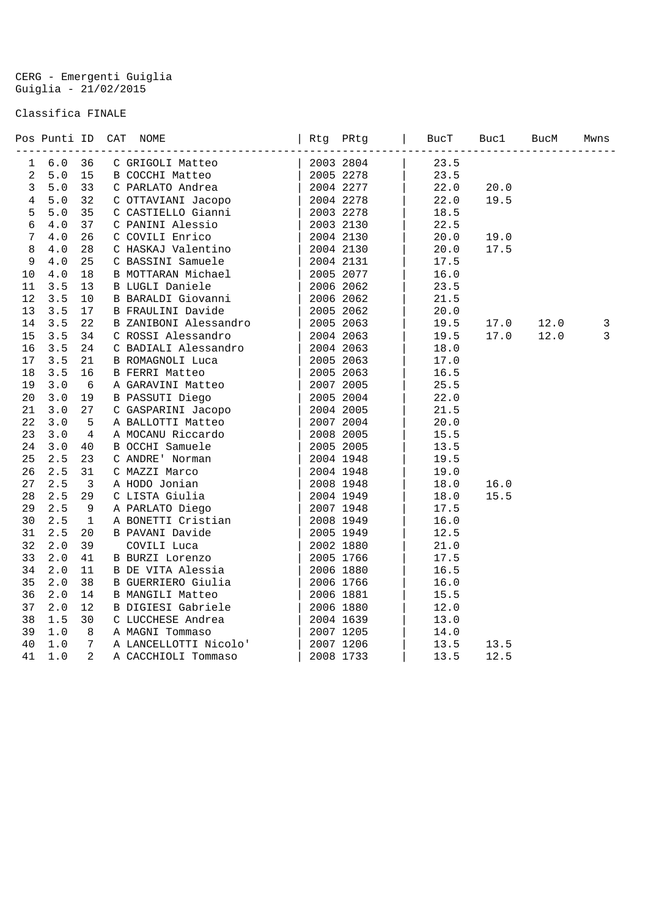CERG - Emergenti Guiglia
Guiglia - 21/02/2015

Classifica FINALE

| Pos | Punti | ID | CAT | NOME | Rtg | PRtg | BucT | Buc1 | BucM | Mwns |
|---|---|---|---|---|---|---|---|---|---|---|
| 1 | 6.0 | 36 | C | GRIGOLI Matteo | 2003 | 2804 | 23.5 | | | |
| 2 | 5.0 | 15 | B | COCCHI Matteo | 2005 | 2278 | 23.5 | | | |
| 3 | 5.0 | 33 | C | PARLATO Andrea | 2004 | 2277 | 22.0 | 20.0 | | |
| 4 | 5.0 | 32 | C | OTTAVIANI Jacopo | 2004 | 2278 | 22.0 | 19.5 | | |
| 5 | 5.0 | 35 | C | CASTIELLO Gianni | 2003 | 2278 | 18.5 | | | |
| 6 | 4.0 | 37 | C | PANINI Alessio | 2003 | 2130 | 22.5 | | | |
| 7 | 4.0 | 26 | C | COVILI Enrico | 2004 | 2130 | 20.0 | 19.0 | | |
| 8 | 4.0 | 28 | C | HASKAJ Valentino | 2004 | 2130 | 20.0 | 17.5 | | |
| 9 | 4.0 | 25 | C | BASSINI Samuele | 2004 | 2131 | 17.5 | | | |
| 10 | 4.0 | 18 | B | MOTTARAN Michael | 2005 | 2077 | 16.0 | | | |
| 11 | 3.5 | 13 | B | LUGLI Daniele | 2006 | 2062 | 23.5 | | | |
| 12 | 3.5 | 10 | B | BARALDI Giovanni | 2006 | 2062 | 21.5 | | | |
| 13 | 3.5 | 17 | B | FRAULINI Davide | 2005 | 2062 | 20.0 | | | |
| 14 | 3.5 | 22 | B | ZANIBONI Alessandro | 2005 | 2063 | 19.5 | 17.0 | 12.0 | 3 |
| 15 | 3.5 | 34 | C | ROSSI Alessandro | 2004 | 2063 | 19.5 | 17.0 | 12.0 | 3 |
| 16 | 3.5 | 24 | C | BADIALI Alessandro | 2004 | 2063 | 18.0 | | | |
| 17 | 3.5 | 21 | B | ROMAGNOLI Luca | 2005 | 2063 | 17.0 | | | |
| 18 | 3.5 | 16 | B | FERRI Matteo | 2005 | 2063 | 16.5 | | | |
| 19 | 3.0 | 6 | A | GARAVINI Matteo | 2007 | 2005 | 25.5 | | | |
| 20 | 3.0 | 19 | B | PASSUTI Diego | 2005 | 2004 | 22.0 | | | |
| 21 | 3.0 | 27 | C | GASPARINI Jacopo | 2004 | 2005 | 21.5 | | | |
| 22 | 3.0 | 5 | A | BALLOTTI Matteo | 2007 | 2004 | 20.0 | | | |
| 23 | 3.0 | 4 | A | MOCANU Riccardo | 2008 | 2005 | 15.5 | | | |
| 24 | 3.0 | 40 | B | OCCHI Samuele | 2005 | 2005 | 13.5 | | | |
| 25 | 2.5 | 23 | C | ANDRE' Norman | 2004 | 1948 | 19.5 | | | |
| 26 | 2.5 | 31 | C | MAZZI Marco | 2004 | 1948 | 19.0 | | | |
| 27 | 2.5 | 3 | A | HODO Jonian | 2008 | 1948 | 18.0 | 16.0 | | |
| 28 | 2.5 | 29 | C | LISTA Giulia | 2004 | 1949 | 18.0 | 15.5 | | |
| 29 | 2.5 | 9 | A | PARLATO Diego | 2007 | 1948 | 17.5 | | | |
| 30 | 2.5 | 1 | A | BONETTI Cristian | 2008 | 1949 | 16.0 | | | |
| 31 | 2.5 | 20 | B | PAVANI Davide | 2005 | 1949 | 12.5 | | | |
| 32 | 2.0 | 39 | | COVILI Luca | 2002 | 1880 | 21.0 | | | |
| 33 | 2.0 | 41 | B | BURZI Lorenzo | 2005 | 1766 | 17.5 | | | |
| 34 | 2.0 | 11 | B | DE VITA Alessia | 2006 | 1880 | 16.5 | | | |
| 35 | 2.0 | 38 | B | GUERRIERO Giulia | 2006 | 1766 | 16.0 | | | |
| 36 | 2.0 | 14 | B | MANGILI Matteo | 2006 | 1881 | 15.5 | | | |
| 37 | 2.0 | 12 | B | DIGIESI Gabriele | 2006 | 1880 | 12.0 | | | |
| 38 | 1.5 | 30 | C | LUCCHESE Andrea | 2004 | 1639 | 13.0 | | | |
| 39 | 1.0 | 8 | A | MAGNI Tommaso | 2007 | 1205 | 14.0 | | | |
| 40 | 1.0 | 7 | A | LANCELLOTTI Nicolo' | 2007 | 1206 | 13.5 | 13.5 | | |
| 41 | 1.0 | 2 | A | CACCHIOLI Tommaso | 2008 | 1733 | 13.5 | 12.5 | | |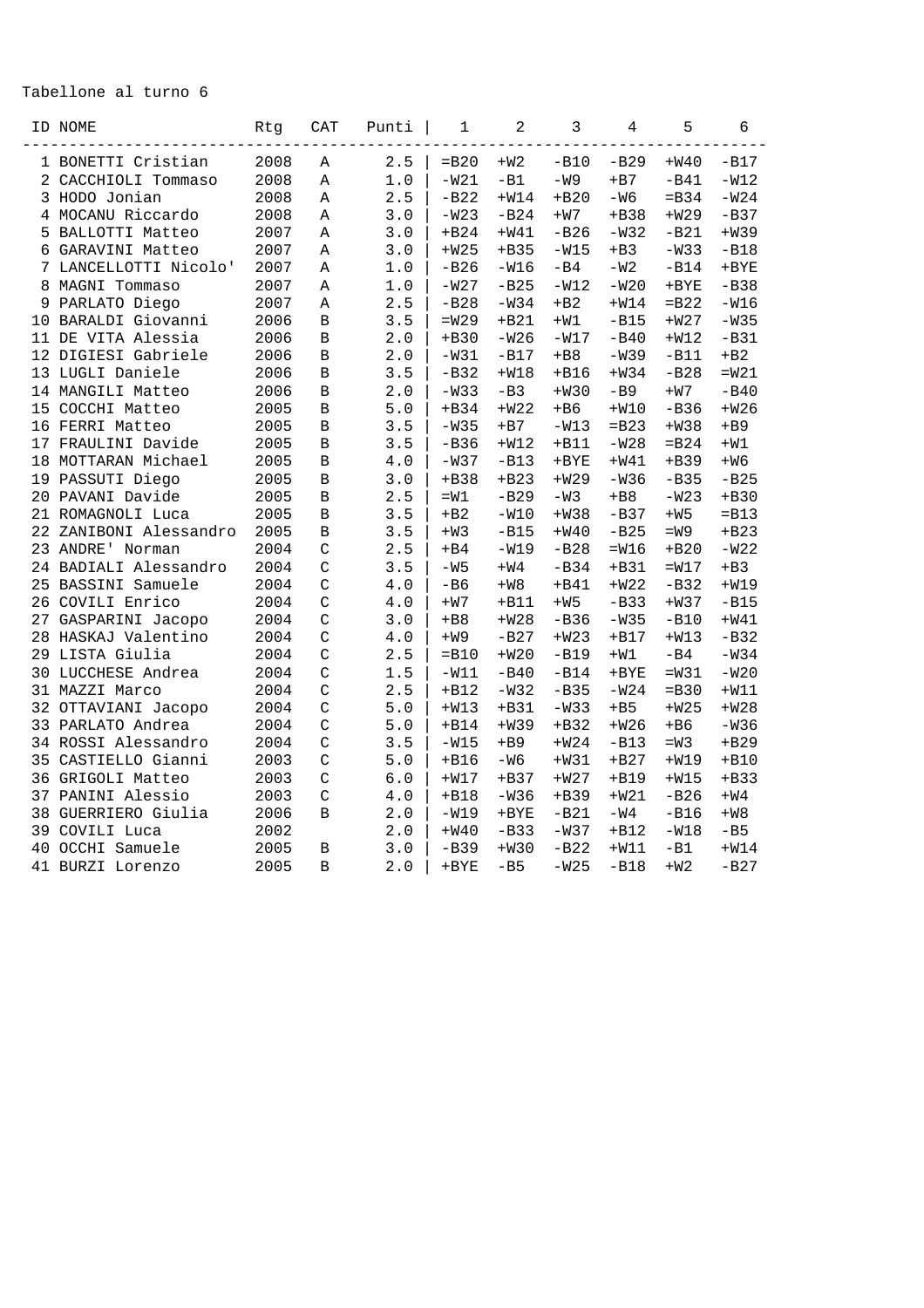Tabellone al turno 6

| ID | NOME | Rtg | CAT | Punti | 1 | 2 | 3 | 4 | 5 | 6 |
|---|---|---|---|---|---|---|---|---|---|---|
| 1 | BONETTI Cristian | 2008 | A | 2.5 | =B20 | +W2 | -B10 | -B29 | +W40 | -B17 |
| 2 | CACCHIOLI Tommaso | 2008 | A | 1.0 | -W21 | -B1 | -W9 | +B7 | -B41 | -W12 |
| 3 | HODO Jonian | 2008 | A | 2.5 | -B22 | +W14 | +B20 | -W6 | =B34 | -W24 |
| 4 | MOCANU Riccardo | 2008 | A | 3.0 | -W23 | -B24 | +W7 | +B38 | +W29 | -B37 |
| 5 | BALLOTTI Matteo | 2007 | A | 3.0 | +B24 | +W41 | -B26 | -W32 | -B21 | +W39 |
| 6 | GARAVINI Matteo | 2007 | A | 3.0 | +W25 | +B35 | -W15 | +B3 | -W33 | -B18 |
| 7 | LANCELLOTTI Nicolo' | 2007 | A | 1.0 | -B26 | -W16 | -B4 | -W2 | -B14 | +BYE |
| 8 | MAGNI Tommaso | 2007 | A | 1.0 | -W27 | -B25 | -W12 | -W20 | +BYE | -B38 |
| 9 | PARLATO Diego | 2007 | A | 2.5 | -B28 | -W34 | +B2 | +W14 | =B22 | -W16 |
| 10 | BARALDI Giovanni | 2006 | B | 3.5 | =W29 | +B21 | +W1 | -B15 | +W27 | -W35 |
| 11 | DE VITA Alessia | 2006 | B | 2.0 | +B30 | -W26 | -W17 | -B40 | +W12 | -B31 |
| 12 | DIGIESI Gabriele | 2006 | B | 2.0 | -W31 | -B17 | +B8 | -W39 | -B11 | +B2 |
| 13 | LUGLI Daniele | 2006 | B | 3.5 | -B32 | +W18 | +B16 | +W34 | -B28 | =W21 |
| 14 | MANGILI Matteo | 2006 | B | 2.0 | -W33 | -B3 | +W30 | -B9 | +W7 | -B40 |
| 15 | COCCHI Matteo | 2005 | B | 5.0 | +B34 | +W22 | +B6 | +W10 | -B36 | +W26 |
| 16 | FERRI Matteo | 2005 | B | 3.5 | -W35 | +B7 | -W13 | =B23 | +W38 | +B9 |
| 17 | FRAULINI Davide | 2005 | B | 3.5 | -B36 | +W12 | +B11 | -W28 | =B24 | +W1 |
| 18 | MOTTARAN Michael | 2005 | B | 4.0 | -W37 | -B13 | +BYE | +W41 | +B39 | +W6 |
| 19 | PASSUTI Diego | 2005 | B | 3.0 | +B38 | +B23 | +W29 | -W36 | -B35 | -B25 |
| 20 | PAVANI Davide | 2005 | B | 2.5 | =W1 | -B29 | -W3 | +B8 | -W23 | +B30 |
| 21 | ROMAGNOLI Luca | 2005 | B | 3.5 | +B2 | -W10 | +W38 | -B37 | +W5 | =B13 |
| 22 | ZANIBONI Alessandro | 2005 | B | 3.5 | +W3 | -B15 | +W40 | -B25 | =W9 | +B23 |
| 23 | ANDRE' Norman | 2004 | C | 2.5 | +B4 | -W19 | -B28 | =W16 | +B20 | -W22 |
| 24 | BADIALI Alessandro | 2004 | C | 3.5 | -W5 | +W4 | -B34 | +B31 | =W17 | +B3 |
| 25 | BASSINI Samuele | 2004 | C | 4.0 | -B6 | +W8 | +B41 | +W22 | -B32 | +W19 |
| 26 | COVILI Enrico | 2004 | C | 4.0 | +W7 | +B11 | +W5 | -B33 | +W37 | -B15 |
| 27 | GASPARINI Jacopo | 2004 | C | 3.0 | +B8 | +W28 | -B36 | -W35 | -B10 | +W41 |
| 28 | HASKAJ Valentino | 2004 | C | 4.0 | +W9 | -B27 | +W23 | +B17 | +W13 | -B32 |
| 29 | LISTA Giulia | 2004 | C | 2.5 | =B10 | +W20 | -B19 | +W1 | -B4 | -W34 |
| 30 | LUCCHESE Andrea | 2004 | C | 1.5 | -W11 | -B40 | -B14 | +BYE | =W31 | -W20 |
| 31 | MAZZI Marco | 2004 | C | 2.5 | +B12 | -W32 | -B35 | -W24 | =B30 | +W11 |
| 32 | OTTAVIANI Jacopo | 2004 | C | 5.0 | +W13 | +B31 | -W33 | +B5 | +W25 | +W28 |
| 33 | PARLATO Andrea | 2004 | C | 5.0 | +B14 | +W39 | +B32 | +W26 | +B6 | -W36 |
| 34 | ROSSI Alessandro | 2004 | C | 3.5 | -W15 | +B9 | +W24 | -B13 | =W3 | +B29 |
| 35 | CASTIELLO Gianni | 2003 | C | 5.0 | +B16 | -W6 | +W31 | +B27 | +W19 | +B10 |
| 36 | GRIGOLI Matteo | 2003 | C | 6.0 | +W17 | +B37 | +W27 | +B19 | +W15 | +B33 |
| 37 | PANINI Alessio | 2003 | C | 4.0 | +B18 | -W36 | +B39 | +W21 | -B26 | +W4 |
| 38 | GUERRIERO Giulia | 2006 | B | 2.0 | -W19 | +BYE | -B21 | -W4 | -B16 | +W8 |
| 39 | COVILI Luca | 2002 | | 2.0 | +W40 | -B33 | -W37 | +B12 | -W18 | -B5 |
| 40 | OCCHI Samuele | 2005 | B | 3.0 | -B39 | +W30 | -B22 | +W11 | -B1 | +W14 |
| 41 | BURZI Lorenzo | 2005 | B | 2.0 | +BYE | -B5 | -W25 | -B18 | +W2 | -B27 |